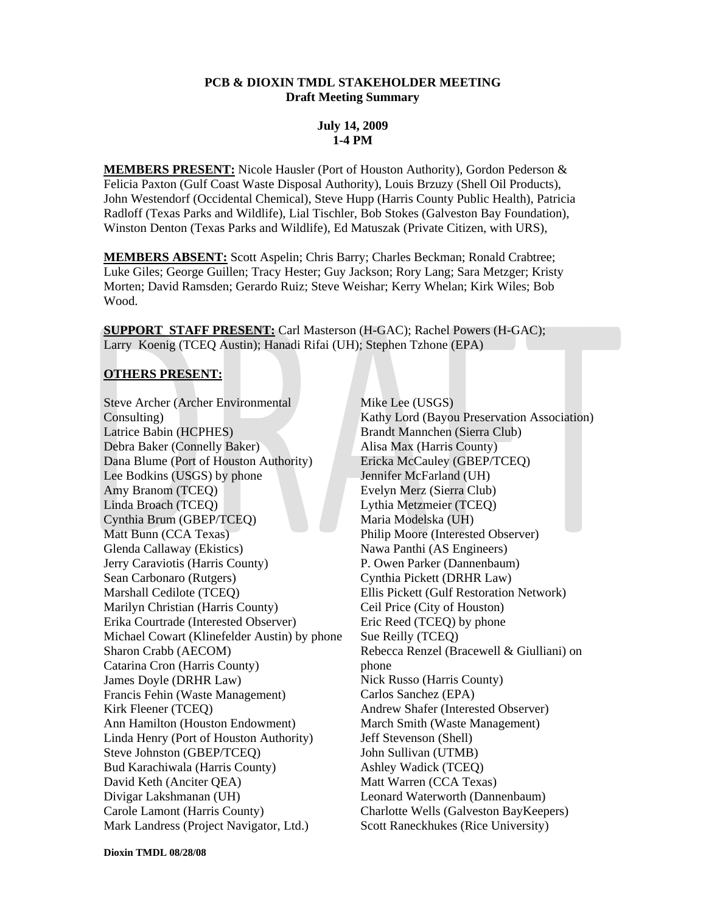**PCB & DIOXIN TMDL STAKEHOLDER MEETING**
**Draft Meeting Summary**

**July 14, 2009**
**1-4 PM**

**MEMBERS PRESENT:** Nicole Hausler (Port of Houston Authority), Gordon Pederson & Felicia Paxton (Gulf Coast Waste Disposal Authority), Louis Brzuzy (Shell Oil Products), John Westendorf (Occidental Chemical), Steve Hupp (Harris County Public Health), Patricia Radloff (Texas Parks and Wildlife), Lial Tischler, Bob Stokes (Galveston Bay Foundation), Winston Denton (Texas Parks and Wildlife), Ed Matuszak (Private Citizen, with URS),

**MEMBERS ABSENT:** Scott Aspelin; Chris Barry; Charles Beckman; Ronald Crabtree; Luke Giles; George Guillen; Tracy Hester; Guy Jackson; Rory Lang; Sara Metzger; Kristy Morten; David Ramsden; Gerardo Ruiz; Steve Weishar; Kerry Whelan; Kirk Wiles; Bob Wood.

**SUPPORT STAFF PRESENT:** Carl Masterson (H-GAC); Rachel Powers (H-GAC); Larry Koenig (TCEQ Austin); Hanadi Rifai (UH); Stephen Tzhone (EPA)

**OTHERS PRESENT:**

Steve Archer (Archer Environmental Consulting)
Latrice Babin (HCPHES)
Debra Baker (Connelly Baker)
Dana Blume (Port of Houston Authority)
Lee Bodkins (USGS) by phone
Amy Branom (TCEQ)
Linda Broach (TCEQ)
Cynthia Brum (GBEP/TCEQ)
Matt Bunn (CCA Texas)
Glenda Callaway (Ekistics)
Jerry Caraviotis (Harris County)
Sean Carbonaro (Rutgers)
Marshall Cedilote (TCEQ)
Marilyn Christian (Harris County)
Erika Courtrade (Interested Observer)
Michael Cowart (Klinefelder Austin) by phone
Sharon Crabb (AECOM)
Catarina Cron (Harris County)
James Doyle (DRHR Law)
Francis Fehin (Waste Management)
Kirk Fleener (TCEQ)
Ann Hamilton (Houston Endowment)
Linda Henry (Port of Houston Authority)
Steve Johnston (GBEP/TCEQ)
Bud Karachiwala (Harris County)
David Keth (Anciter QEA)
Divigar Lakshmanan (UH)
Carole Lamont (Harris County)
Mark Landress (Project Navigator, Ltd.)
Mike Lee (USGS)
Kathy Lord (Bayou Preservation Association)
Brandt Mannchen (Sierra Club)
Alisa Max (Harris County)
Ericka McCauley (GBEP/TCEQ)
Jennifer McFarland (UH)
Evelyn Merz (Sierra Club)
Lythia Metzmeier (TCEQ)
Maria Modelska (UH)
Philip Moore (Interested Observer)
Nawa Panthi (AS Engineers)
P. Owen Parker (Dannenbaum)
Cynthia Pickett (DRHR Law)
Ellis Pickett (Gulf Restoration Network)
Ceil Price (City of Houston)
Eric Reed (TCEQ) by phone
Sue Reilly (TCEQ)
Rebecca Renzel (Bracewell & Giulliani) on phone
Nick Russo (Harris County)
Carlos Sanchez (EPA)
Andrew Shafer (Interested Observer)
March Smith (Waste Management)
Jeff Stevenson (Shell)
John Sullivan (UTMB)
Ashley Wadick (TCEQ)
Matt Warren (CCA Texas)
Leonard Waterworth (Dannenbaum)
Charlotte Wells (Galveston BayKeepers)
Scott Raneckhukes (Rice University)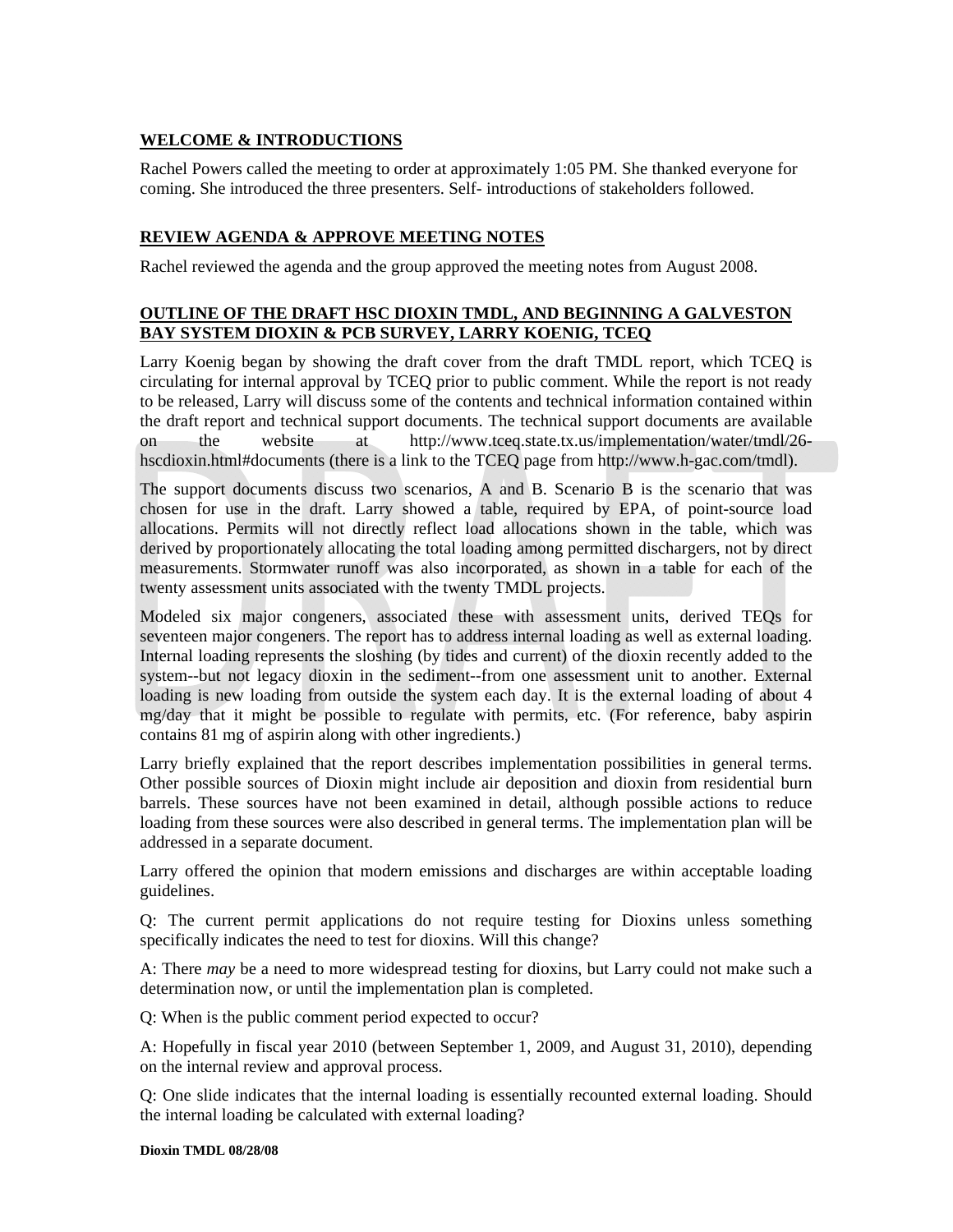## WELCOME & INTRODUCTIONS

Rachel Powers called the meeting to order at approximately 1:05 PM. She thanked everyone for coming. She introduced the three presenters. Self- introductions of stakeholders followed.

## REVIEW AGENDA & APPROVE MEETING NOTES

Rachel reviewed the agenda and the group approved the meeting notes from August 2008.

## OUTLINE OF THE DRAFT HSC DIOXIN TMDL, AND BEGINNING A GALVESTON BAY SYSTEM DIOXIN & PCB SURVEY, LARRY KOENIG, TCEQ

Larry Koenig began by showing the draft cover from the draft TMDL report, which TCEQ is circulating for internal approval by TCEQ prior to public comment. While the report is not ready to be released, Larry will discuss some of the contents and technical information contained within the draft report and technical support documents. The technical support documents are available on the website at http://www.tceq.state.tx.us/implementation/water/tmdl/26-hscdioxin.html#documents (there is a link to the TCEQ page from http://www.h-gac.com/tmdl).

The support documents discuss two scenarios, A and B. Scenario B is the scenario that was chosen for use in the draft. Larry showed a table, required by EPA, of point-source load allocations. Permits will not directly reflect load allocations shown in the table, which was derived by proportionately allocating the total loading among permitted dischargers, not by direct measurements. Stormwater runoff was also incorporated, as shown in a table for each of the twenty assessment units associated with the twenty TMDL projects.

Modeled six major congeners, associated these with assessment units, derived TEQs for seventeen major congeners. The report has to address internal loading as well as external loading. Internal loading represents the sloshing (by tides and current) of the dioxin recently added to the system--but not legacy dioxin in the sediment--from one assessment unit to another. External loading is new loading from outside the system each day. It is the external loading of about 4 mg/day that it might be possible to regulate with permits, etc. (For reference, baby aspirin contains 81 mg of aspirin along with other ingredients.)

Larry briefly explained that the report describes implementation possibilities in general terms. Other possible sources of Dioxin might include air deposition and dioxin from residential burn barrels. These sources have not been examined in detail, although possible actions to reduce loading from these sources were also described in general terms. The implementation plan will be addressed in a separate document.

Larry offered the opinion that modern emissions and discharges are within acceptable loading guidelines.

Q: The current permit applications do not require testing for Dioxins unless something specifically indicates the need to test for dioxins. Will this change?

A: There *may* be a need to more widespread testing for dioxins, but Larry could not make such a determination now, or until the implementation plan is completed.

Q: When is the public comment period expected to occur?

A: Hopefully in fiscal year 2010 (between September 1, 2009, and August 31, 2010), depending on the internal review and approval process.

Q: One slide indicates that the internal loading is essentially recounted external loading. Should the internal loading be calculated with external loading?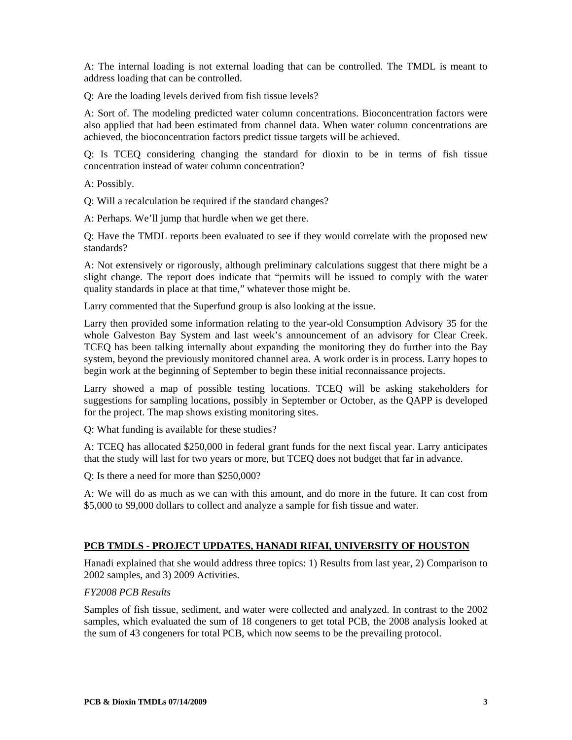A: The internal loading is not external loading that can be controlled. The TMDL is meant to address loading that can be controlled.

Q: Are the loading levels derived from fish tissue levels?

A: Sort of. The modeling predicted water column concentrations. Bioconcentration factors were also applied that had been estimated from channel data. When water column concentrations are achieved, the bioconcentration factors predict tissue targets will be achieved.

Q: Is TCEQ considering changing the standard for dioxin to be in terms of fish tissue concentration instead of water column concentration?

A: Possibly.

Q: Will a recalculation be required if the standard changes?

A: Perhaps. We'll jump that hurdle when we get there.

Q: Have the TMDL reports been evaluated to see if they would correlate with the proposed new standards?

A: Not extensively or rigorously, although preliminary calculations suggest that there might be a slight change. The report does indicate that "permits will be issued to comply with the water quality standards in place at that time," whatever those might be.

Larry commented that the Superfund group is also looking at the issue.

Larry then provided some information relating to the year-old Consumption Advisory 35 for the whole Galveston Bay System and last week's announcement of an advisory for Clear Creek. TCEQ has been talking internally about expanding the monitoring they do further into the Bay system, beyond the previously monitored channel area. A work order is in process. Larry hopes to begin work at the beginning of September to begin these initial reconnaissance projects.

Larry showed a map of possible testing locations. TCEQ will be asking stakeholders for suggestions for sampling locations, possibly in September or October, as the QAPP is developed for the project. The map shows existing monitoring sites.

Q: What funding is available for these studies?

A: TCEQ has allocated $250,000 in federal grant funds for the next fiscal year. Larry anticipates that the study will last for two years or more, but TCEQ does not budget that far in advance.

Q: Is there a need for more than $250,000?

A: We will do as much as we can with this amount, and do more in the future. It can cost from $5,000 to $9,000 dollars to collect and analyze a sample for fish tissue and water.

## PCB TMDLS - PROJECT UPDATES, HANADI RIFAI, UNIVERSITY OF HOUSTON

Hanadi explained that she would address three topics: 1) Results from last year, 2) Comparison to 2002 samples, and 3) 2009 Activities.

*FY2008 PCB Results*

Samples of fish tissue, sediment, and water were collected and analyzed. In contrast to the 2002 samples, which evaluated the sum of 18 congeners to get total PCB, the 2008 analysis looked at the sum of 43 congeners for total PCB, which now seems to be the prevailing protocol.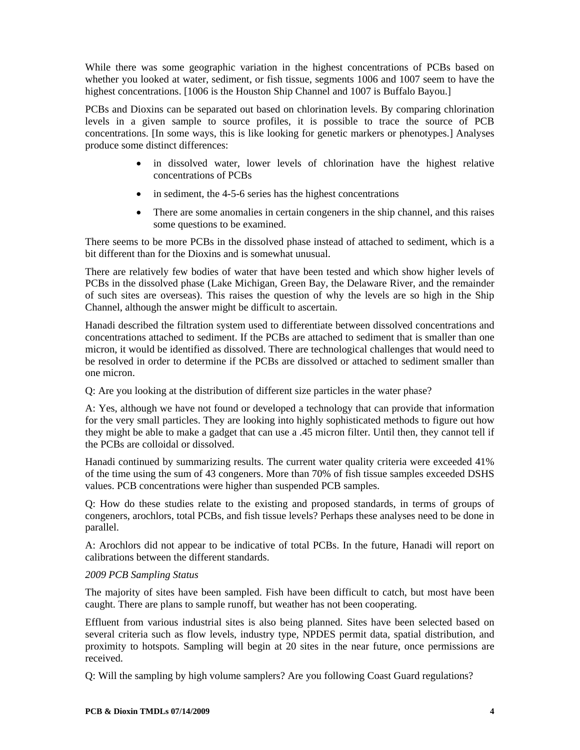While there was some geographic variation in the highest concentrations of PCBs based on whether you looked at water, sediment, or fish tissue, segments 1006 and 1007 seem to have the highest concentrations. [1006 is the Houston Ship Channel and 1007 is Buffalo Bayou.]

PCBs and Dioxins can be separated out based on chlorination levels. By comparing chlorination levels in a given sample to source profiles, it is possible to trace the source of PCB concentrations. [In some ways, this is like looking for genetic markers or phenotypes.] Analyses produce some distinct differences:

- in dissolved water, lower levels of chlorination have the highest relative concentrations of PCBs
- in sediment, the 4-5-6 series has the highest concentrations
- There are some anomalies in certain congeners in the ship channel, and this raises some questions to be examined.

There seems to be more PCBs in the dissolved phase instead of attached to sediment, which is a bit different than for the Dioxins and is somewhat unusual.

There are relatively few bodies of water that have been tested and which show higher levels of PCBs in the dissolved phase (Lake Michigan, Green Bay, the Delaware River, and the remainder of such sites are overseas). This raises the question of why the levels are so high in the Ship Channel, although the answer might be difficult to ascertain.

Hanadi described the filtration system used to differentiate between dissolved concentrations and concentrations attached to sediment. If the PCBs are attached to sediment that is smaller than one micron, it would be identified as dissolved. There are technological challenges that would need to be resolved in order to determine if the PCBs are dissolved or attached to sediment smaller than one micron.

Q: Are you looking at the distribution of different size particles in the water phase?

A: Yes, although we have not found or developed a technology that can provide that information for the very small particles. They are looking into highly sophisticated methods to figure out how they might be able to make a gadget that can use a .45 micron filter. Until then, they cannot tell if the PCBs are colloidal or dissolved.

Hanadi continued by summarizing results. The current water quality criteria were exceeded 41% of the time using the sum of 43 congeners. More than 70% of fish tissue samples exceeded DSHS values. PCB concentrations were higher than suspended PCB samples.

Q: How do these studies relate to the existing and proposed standards, in terms of groups of congeners, arochlors, total PCBs, and fish tissue levels? Perhaps these analyses need to be done in parallel.

A: Arochlors did not appear to be indicative of total PCBs. In the future, Hanadi will report on calibrations between the different standards.

*2009 PCB Sampling Status*

The majority of sites have been sampled. Fish have been difficult to catch, but most have been caught. There are plans to sample runoff, but weather has not been cooperating.

Effluent from various industrial sites is also being planned. Sites have been selected based on several criteria such as flow levels, industry type, NPDES permit data, spatial distribution, and proximity to hotspots. Sampling will begin at 20 sites in the near future, once permissions are received.

Q: Will the sampling by high volume samplers? Are you following Coast Guard regulations?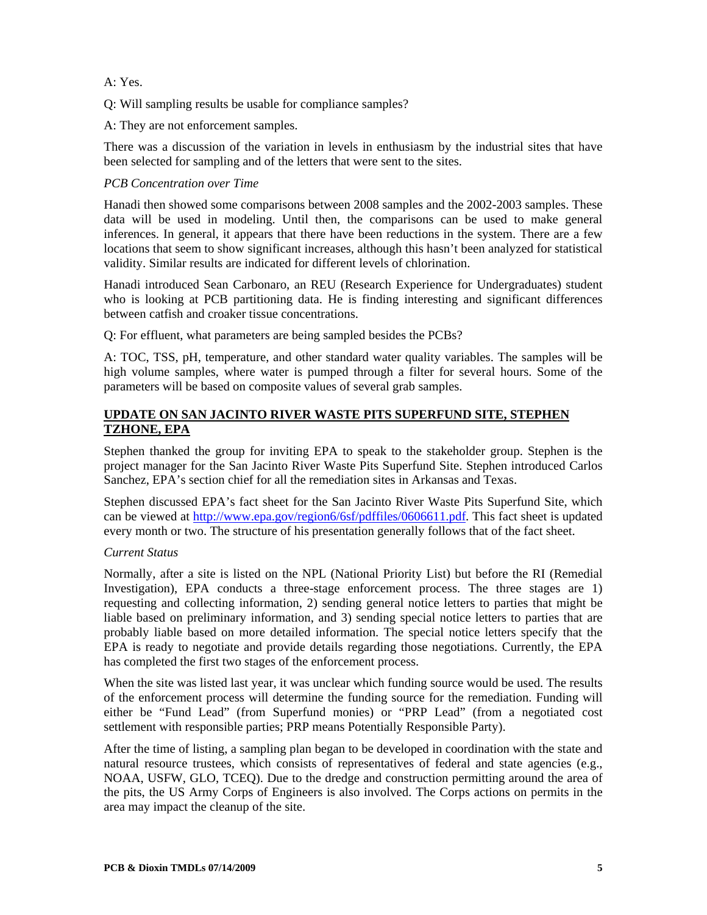A: Yes.

Q: Will sampling results be usable for compliance samples?

A: They are not enforcement samples.

There was a discussion of the variation in levels in enthusiasm by the industrial sites that have been selected for sampling and of the letters that were sent to the sites.

*PCB Concentration over Time*

Hanadi then showed some comparisons between 2008 samples and the 2002-2003 samples. These data will be used in modeling. Until then, the comparisons can be used to make general inferences. In general, it appears that there have been reductions in the system. There are a few locations that seem to show significant increases, although this hasn't been analyzed for statistical validity. Similar results are indicated for different levels of chlorination.

Hanadi introduced Sean Carbonaro, an REU (Research Experience for Undergraduates) student who is looking at PCB partitioning data. He is finding interesting and significant differences between catfish and croaker tissue concentrations.

Q: For effluent, what parameters are being sampled besides the PCBs?

A: TOC, TSS, pH, temperature, and other standard water quality variables. The samples will be high volume samples, where water is pumped through a filter for several hours. Some of the parameters will be based on composite values of several grab samples.

## UPDATE ON SAN JACINTO RIVER WASTE PITS SUPERFUND SITE, STEPHEN TZHONE, EPA

Stephen thanked the group for inviting EPA to speak to the stakeholder group. Stephen is the project manager for the San Jacinto River Waste Pits Superfund Site. Stephen introduced Carlos Sanchez, EPA's section chief for all the remediation sites in Arkansas and Texas.

Stephen discussed EPA's fact sheet for the San Jacinto River Waste Pits Superfund Site, which can be viewed at http://www.epa.gov/region6/6sf/pdffiles/0606611.pdf. This fact sheet is updated every month or two. The structure of his presentation generally follows that of the fact sheet.

*Current Status*

Normally, after a site is listed on the NPL (National Priority List) but before the RI (Remedial Investigation), EPA conducts a three-stage enforcement process. The three stages are 1) requesting and collecting information, 2) sending general notice letters to parties that might be liable based on preliminary information, and 3) sending special notice letters to parties that are probably liable based on more detailed information. The special notice letters specify that the EPA is ready to negotiate and provide details regarding those negotiations. Currently, the EPA has completed the first two stages of the enforcement process.

When the site was listed last year, it was unclear which funding source would be used. The results of the enforcement process will determine the funding source for the remediation. Funding will either be "Fund Lead" (from Superfund monies) or "PRP Lead" (from a negotiated cost settlement with responsible parties; PRP means Potentially Responsible Party).

After the time of listing, a sampling plan began to be developed in coordination with the state and natural resource trustees, which consists of representatives of federal and state agencies (e.g., NOAA, USFW, GLO, TCEQ). Due to the dredge and construction permitting around the area of the pits, the US Army Corps of Engineers is also involved. The Corps actions on permits in the area may impact the cleanup of the site.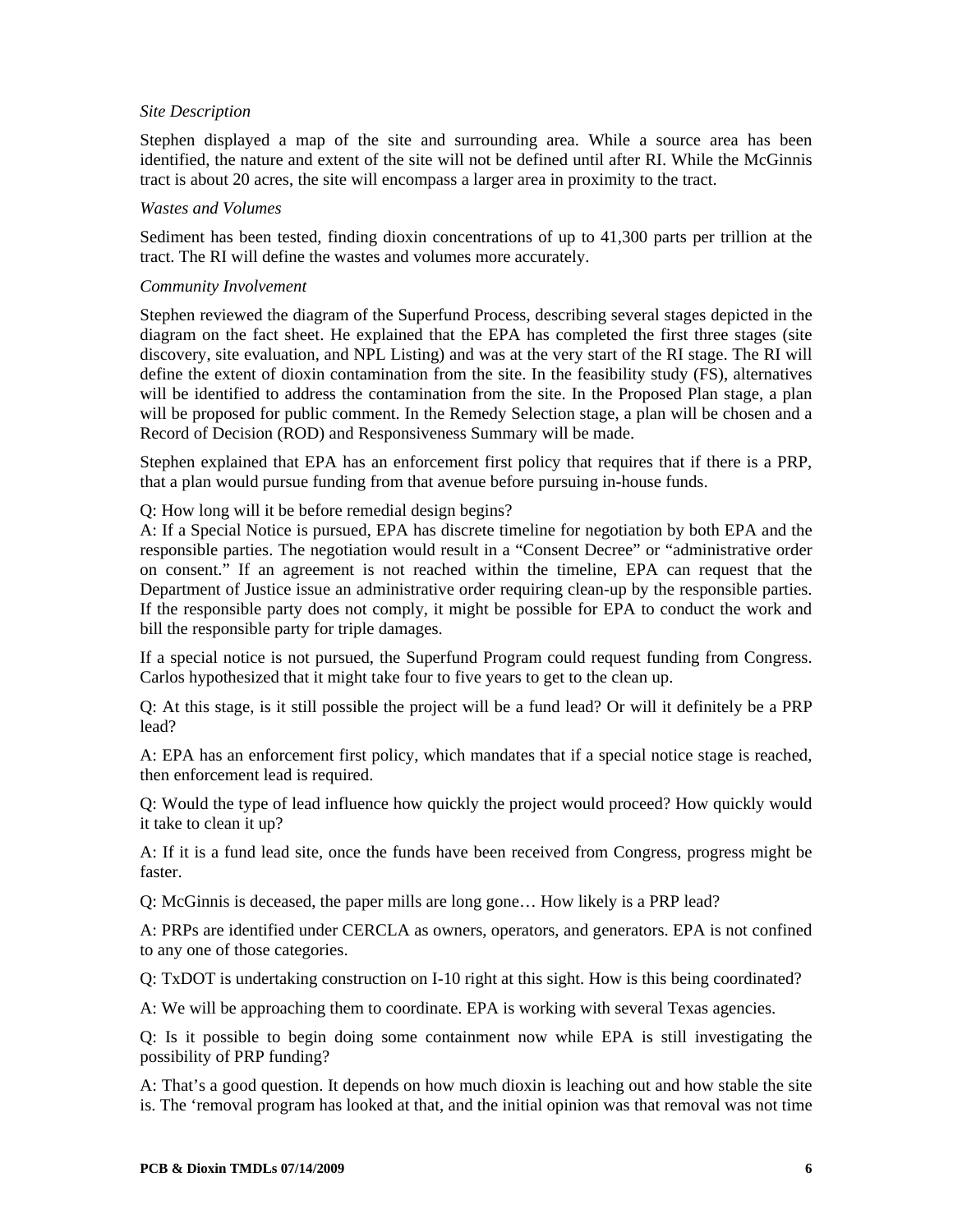*Site Description*

Stephen displayed a map of the site and surrounding area. While a source area has been identified, the nature and extent of the site will not be defined until after RI. While the McGinnis tract is about 20 acres, the site will encompass a larger area in proximity to the tract.

*Wastes and Volumes*

Sediment has been tested, finding dioxin concentrations of up to 41,300 parts per trillion at the tract. The RI will define the wastes and volumes more accurately.

*Community Involvement*

Stephen reviewed the diagram of the Superfund Process, describing several stages depicted in the diagram on the fact sheet. He explained that the EPA has completed the first three stages (site discovery, site evaluation, and NPL Listing) and was at the very start of the RI stage. The RI will define the extent of dioxin contamination from the site. In the feasibility study (FS), alternatives will be identified to address the contamination from the site. In the Proposed Plan stage, a plan will be proposed for public comment. In the Remedy Selection stage, a plan will be chosen and a Record of Decision (ROD) and Responsiveness Summary will be made.

Stephen explained that EPA has an enforcement first policy that requires that if there is a PRP, that a plan would pursue funding from that avenue before pursuing in-house funds.

Q: How long will it be before remedial design begins?
A: If a Special Notice is pursued, EPA has discrete timeline for negotiation by both EPA and the responsible parties. The negotiation would result in a "Consent Decree" or "administrative order on consent." If an agreement is not reached within the timeline, EPA can request that the Department of Justice issue an administrative order requiring clean-up by the responsible parties. If the responsible party does not comply, it might be possible for EPA to conduct the work and bill the responsible party for triple damages.

If a special notice is not pursued, the Superfund Program could request funding from Congress. Carlos hypothesized that it might take four to five years to get to the clean up.

Q: At this stage, is it still possible the project will be a fund lead? Or will it definitely be a PRP lead?

A: EPA has an enforcement first policy, which mandates that if a special notice stage is reached, then enforcement lead is required.

Q: Would the type of lead influence how quickly the project would proceed? How quickly would it take to clean it up?

A: If it is a fund lead site, once the funds have been received from Congress, progress might be faster.

Q: McGinnis is deceased, the paper mills are long gone… How likely is a PRP lead?

A: PRPs are identified under CERCLA as owners, operators, and generators. EPA is not confined to any one of those categories.

Q: TxDOT is undertaking construction on I-10 right at this sight. How is this being coordinated?

A: We will be approaching them to coordinate. EPA is working with several Texas agencies.

Q: Is it possible to begin doing some containment now while EPA is still investigating the possibility of PRP funding?

A: That's a good question. It depends on how much dioxin is leaching out and how stable the site is. The 'removal program has looked at that, and the initial opinion was that removal was not time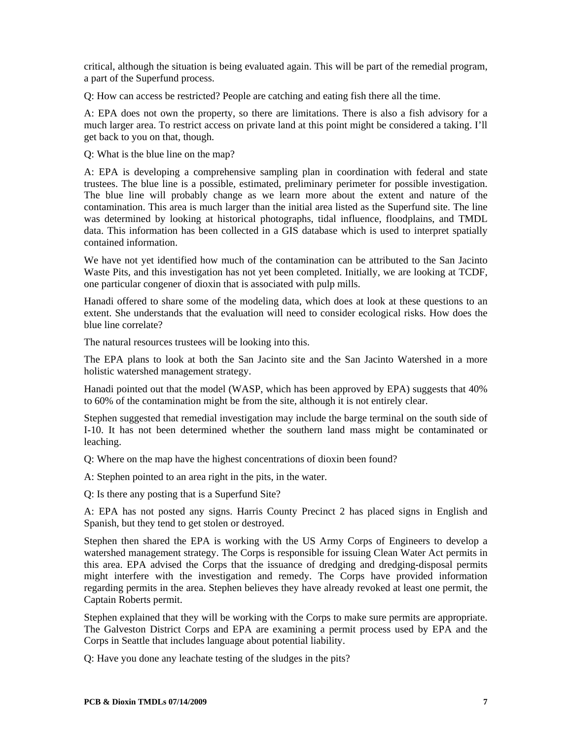critical, although the situation is being evaluated again. This will be part of the remedial program, a part of the Superfund process.

Q: How can access be restricted? People are catching and eating fish there all the time.

A: EPA does not own the property, so there are limitations. There is also a fish advisory for a much larger area. To restrict access on private land at this point might be considered a taking. I'll get back to you on that, though.

Q: What is the blue line on the map?

A: EPA is developing a comprehensive sampling plan in coordination with federal and state trustees. The blue line is a possible, estimated, preliminary perimeter for possible investigation. The blue line will probably change as we learn more about the extent and nature of the contamination. This area is much larger than the initial area listed as the Superfund site. The line was determined by looking at historical photographs, tidal influence, floodplains, and TMDL data. This information has been collected in a GIS database which is used to interpret spatially contained information.

We have not yet identified how much of the contamination can be attributed to the San Jacinto Waste Pits, and this investigation has not yet been completed. Initially, we are looking at TCDF, one particular congener of dioxin that is associated with pulp mills.

Hanadi offered to share some of the modeling data, which does at look at these questions to an extent. She understands that the evaluation will need to consider ecological risks. How does the blue line correlate?

The natural resources trustees will be looking into this.

The EPA plans to look at both the San Jacinto site and the San Jacinto Watershed in a more holistic watershed management strategy.

Hanadi pointed out that the model (WASP, which has been approved by EPA) suggests that 40% to 60% of the contamination might be from the site, although it is not entirely clear.

Stephen suggested that remedial investigation may include the barge terminal on the south side of I-10. It has not been determined whether the southern land mass might be contaminated or leaching.

Q: Where on the map have the highest concentrations of dioxin been found?

A: Stephen pointed to an area right in the pits, in the water.

Q: Is there any posting that is a Superfund Site?

A: EPA has not posted any signs. Harris County Precinct 2 has placed signs in English and Spanish, but they tend to get stolen or destroyed.

Stephen then shared the EPA is working with the US Army Corps of Engineers to develop a watershed management strategy. The Corps is responsible for issuing Clean Water Act permits in this area. EPA advised the Corps that the issuance of dredging and dredging-disposal permits might interfere with the investigation and remedy. The Corps have provided information regarding permits in the area. Stephen believes they have already revoked at least one permit, the Captain Roberts permit.

Stephen explained that they will be working with the Corps to make sure permits are appropriate. The Galveston District Corps and EPA are examining a permit process used by EPA and the Corps in Seattle that includes language about potential liability.

Q: Have you done any leachate testing of the sludges in the pits?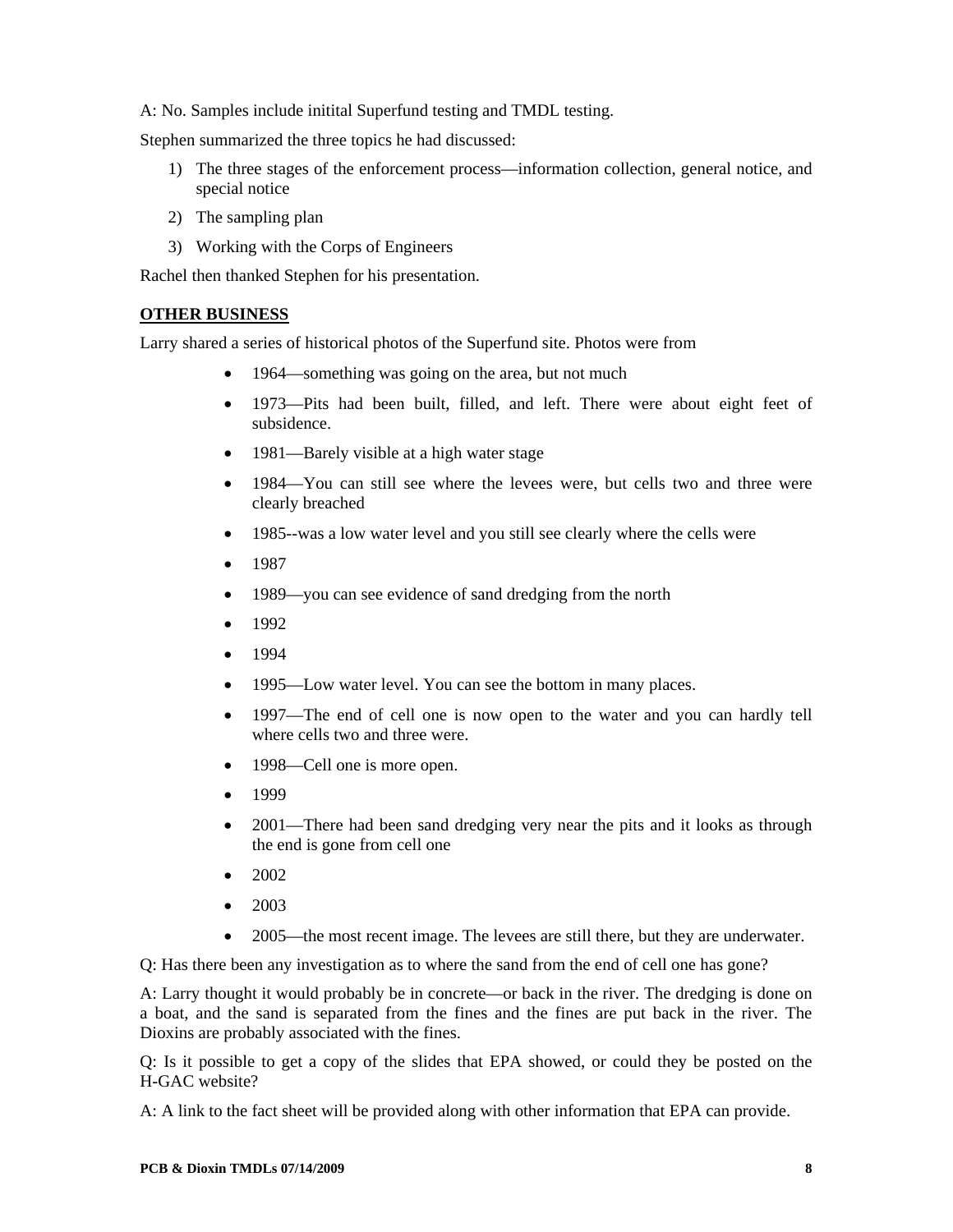A: No. Samples include initital Superfund testing and TMDL testing.

Stephen summarized the three topics he had discussed:

1) The three stages of the enforcement process—information collection, general notice, and special notice
2) The sampling plan
3) Working with the Corps of Engineers

Rachel then thanked Stephen for his presentation.

## OTHER BUSINESS

Larry shared a series of historical photos of the Superfund site. Photos were from

- 1964—something was going on the area, but not much
- 1973—Pits had been built, filled, and left. There were about eight feet of subsidence.
- 1981—Barely visible at a high water stage
- 1984—You can still see where the levees were, but cells two and three were clearly breached
- 1985--was a low water level and you still see clearly where the cells were
- 1987
- 1989—you can see evidence of sand dredging from the north
- 1992
- 1994
- 1995—Low water level. You can see the bottom in many places.
- 1997—The end of cell one is now open to the water and you can hardly tell where cells two and three were.
- 1998—Cell one is more open.
- 1999
- 2001—There had been sand dredging very near the pits and it looks as through the end is gone from cell one
- 2002
- 2003
- 2005—the most recent image. The levees are still there, but they are underwater.

Q: Has there been any investigation as to where the sand from the end of cell one has gone?

A: Larry thought it would probably be in concrete—or back in the river. The dredging is done on a boat, and the sand is separated from the fines and the fines are put back in the river. The Dioxins are probably associated with the fines.

Q: Is it possible to get a copy of the slides that EPA showed, or could they be posted on the H-GAC website?

A: A link to the fact sheet will be provided along with other information that EPA can provide.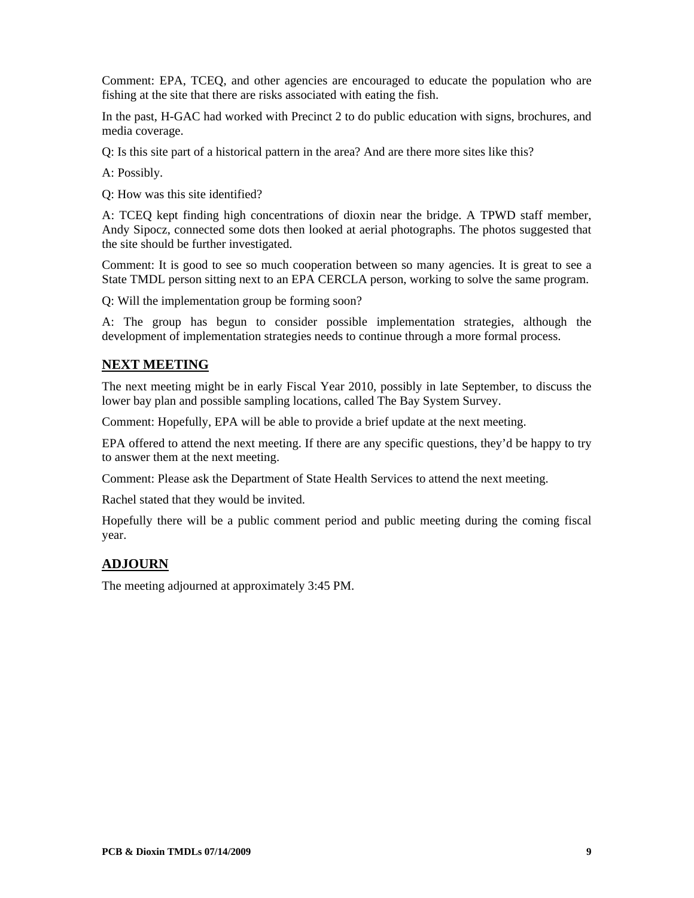Comment: EPA, TCEQ, and other agencies are encouraged to educate the population who are fishing at the site that there are risks associated with eating the fish.

In the past, H-GAC had worked with Precinct 2 to do public education with signs, brochures, and media coverage.

Q: Is this site part of a historical pattern in the area? And are there more sites like this?

A: Possibly.

Q: How was this site identified?

A: TCEQ kept finding high concentrations of dioxin near the bridge. A TPWD staff member, Andy Sipocz, connected some dots then looked at aerial photographs. The photos suggested that the site should be further investigated.

Comment: It is good to see so much cooperation between so many agencies. It is great to see a State TMDL person sitting next to an EPA CERCLA person, working to solve the same program.

Q: Will the implementation group be forming soon?

A: The group has begun to consider possible implementation strategies, although the development of implementation strategies needs to continue through a more formal process.

## NEXT MEETING

The next meeting might be in early Fiscal Year 2010, possibly in late September, to discuss the lower bay plan and possible sampling locations, called The Bay System Survey.

Comment: Hopefully, EPA will be able to provide a brief update at the next meeting.

EPA offered to attend the next meeting. If there are any specific questions, they'd be happy to try to answer them at the next meeting.

Comment: Please ask the Department of State Health Services to attend the next meeting.

Rachel stated that they would be invited.

Hopefully there will be a public comment period and public meeting during the coming fiscal year.

## ADJOURN

The meeting adjourned at approximately 3:45 PM.